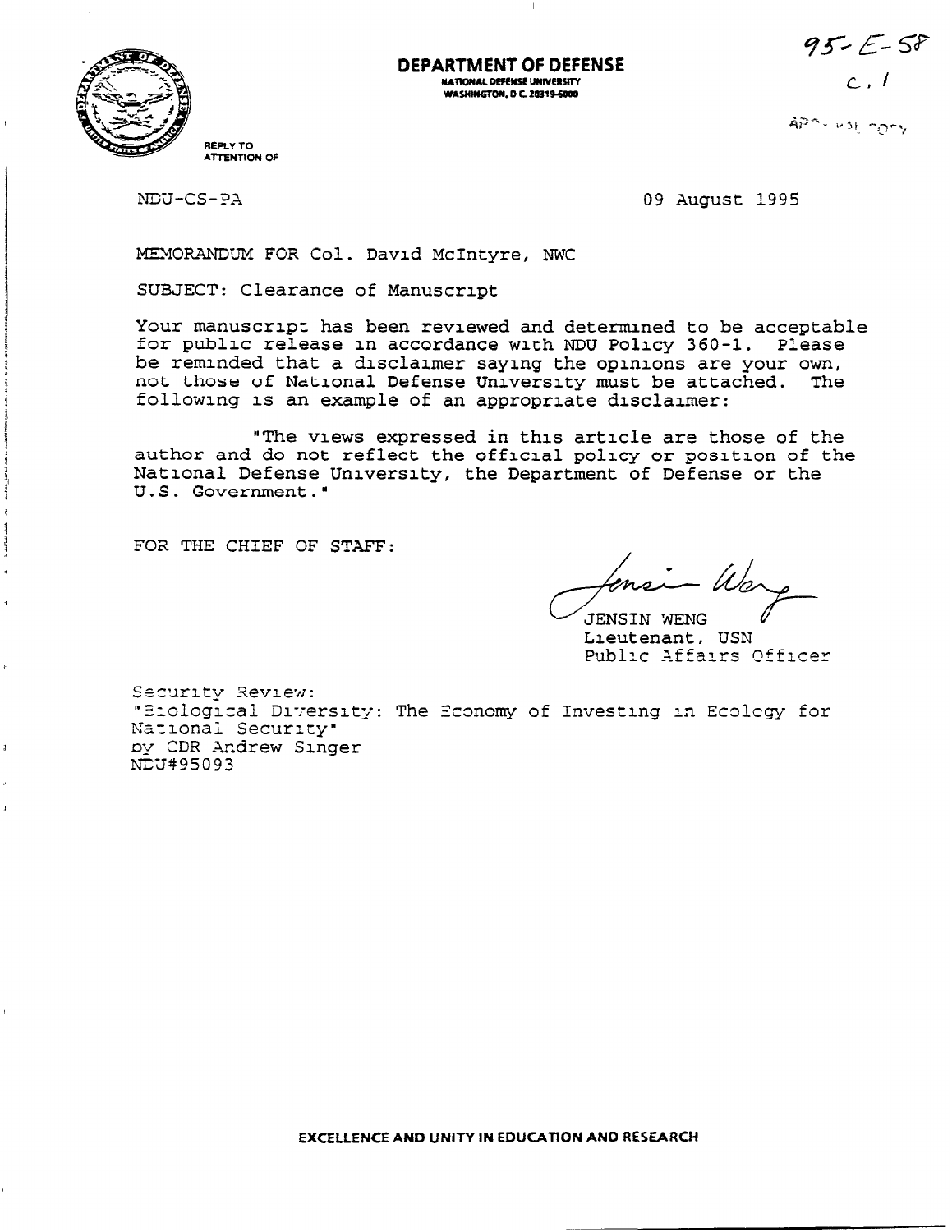**DEPARTMENT OF DEFENSE**
NATIONAL DEFENSE UNIVERSITY
WASHINGTON, D C 20319-6000

95-E-58
c. 1

REPLY TO ATTENTION OF

NDU-CS-PA

09 August 1995

MEMORANDUM FOR Col. David McIntyre, NWC

SUBJECT: Clearance of Manuscript

Your manuscript has been reviewed and determined to be acceptable for public release in accordance with NDU Policy 360-1. Please be reminded that a disclaimer saying the opinions are your own, not those of National Defense University must be attached. The following is an example of an appropriate disclaimer:

"The views expressed in this article are those of the author and do not reflect the official policy or position of the National Defense University, the Department of Defense or the U.S. Government."

FOR THE CHIEF OF STAFF:

JENSIN WENG
Lieutenant, USN
Public Affairs Officer

Security Review:
"Biological Diversity: The Economy of Investing in Ecology for National Security"
by CDR Andrew Singer
NDU#95093

EXCELLENCE AND UNITY IN EDUCATION AND RESEARCH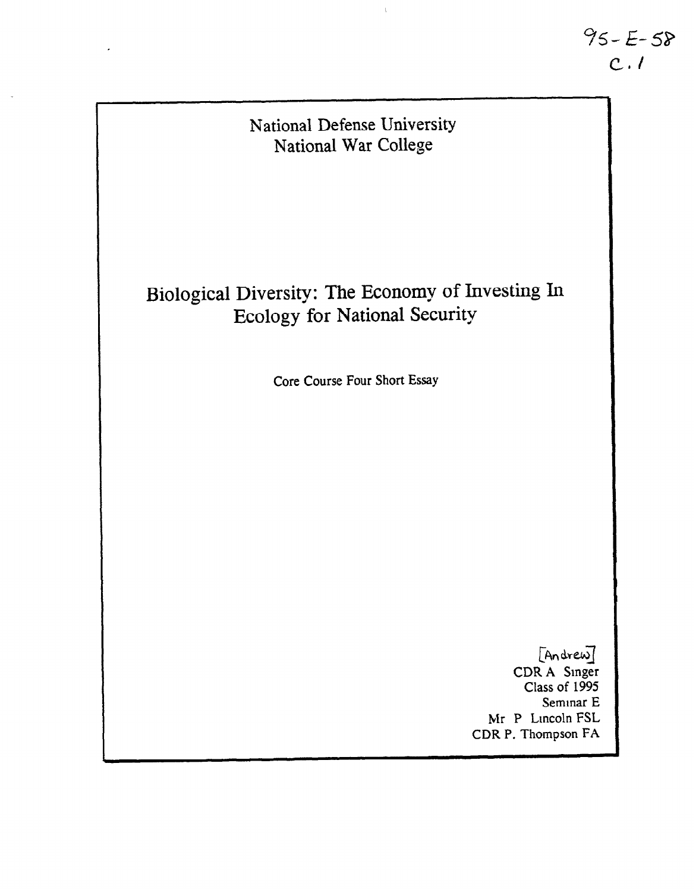95-E-58
C.1

National Defense University
National War College

# Biological Diversity: The Economy of Investing In Ecology for National Security

Core Course Four Short Essay

[Andrew]
CDR A Singer
Class of 1995
Seminar E
Mr P Lincoln FSL
CDR P. Thompson FA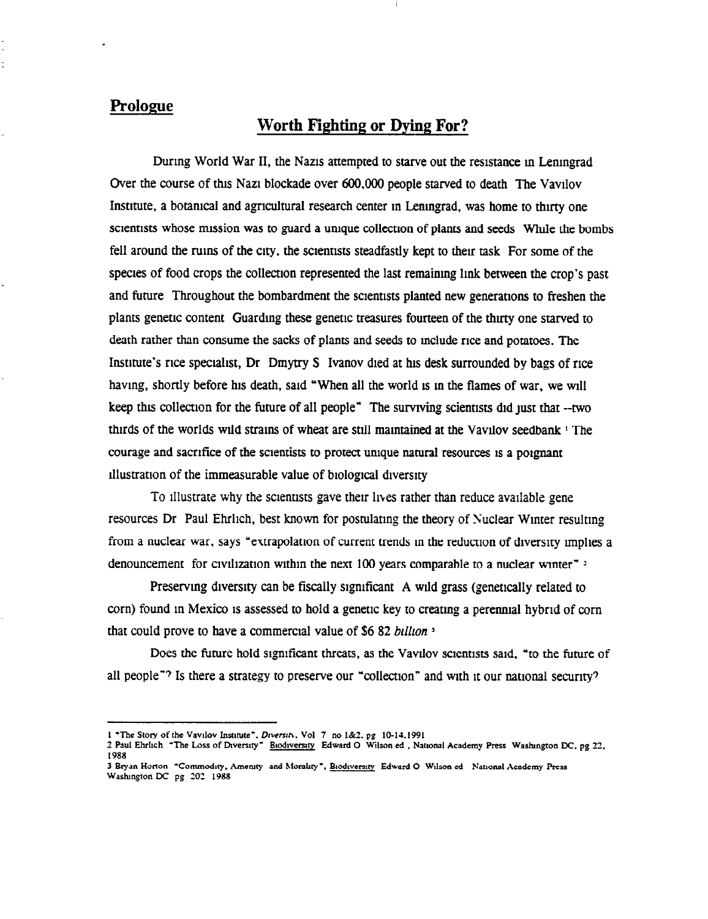## Prologue

## Worth Fighting or Dying For?

During World War II, the Nazis attempted to starve out the resistance in Leningrad Over the course of this Nazi blockade over 600,000 people starved to death The Vavilov Institute, a botanical and agricultural research center in Leningrad, was home to thirty one scientists whose mission was to guard a unique collection of plants and seeds While the bombs fell around the ruins of the city, the scientists steadfastly kept to their task For some of the species of food crops the collection represented the last remaining link between the crop's past and future Throughout the bombardment the scientists planted new generations to freshen the plants genetic content Guarding these genetic treasures fourteen of the thirty one starved to death rather than consume the sacks of plants and seeds to include rice and potatoes. The Institute's rice specialist, Dr Dmytry S Ivanov died at his desk surrounded by bags of rice having, shortly before his death, said "When all the world is in the flames of war, we will keep this collection for the future of all people" The surviving scientists did just that --two thirds of the worlds wild strains of wheat are still maintained at the Vavilov seedbank [1] The courage and sacrifice of the scientists to protect unique natural resources is a poignant illustration of the immeasurable value of biological diversity

To illustrate why the scientists gave their lives rather than reduce available gene resources Dr Paul Ehrlich, best known for postulating the theory of Nuclear Winter resulting from a nuclear war, says "extrapolation of current trends in the reduction of diversity implies a denouncement for civilization within the next 100 years comparable to a nuclear winter" [2]

Preserving diversity can be fiscally significant A wild grass (genetically related to corn) found in Mexico is assessed to hold a genetic key to creating a perennial hybrid of corn that could prove to have a commercial value of $6 82 *billion* [3]

Does the future hold significant threats, as the Vavilov scientists said, "to the future of all people"? Is there a strategy to preserve our "collection" and with it our national security?

---

1 "The Story of the Vavilov Institute", *Diversity*, Vol 7 no 1&2, pg 10-14, 1991

2 Paul Ehrlich "The Loss of Diversity" Biodiversity Edward O Wilson ed , National Academy Press Washington DC, pg 22, 1988

3 Bryan Horton "Commodity, Amenity and Morality", Biodiversity Edward O Wilson ed National Academy Press Washington DC pg 202 1988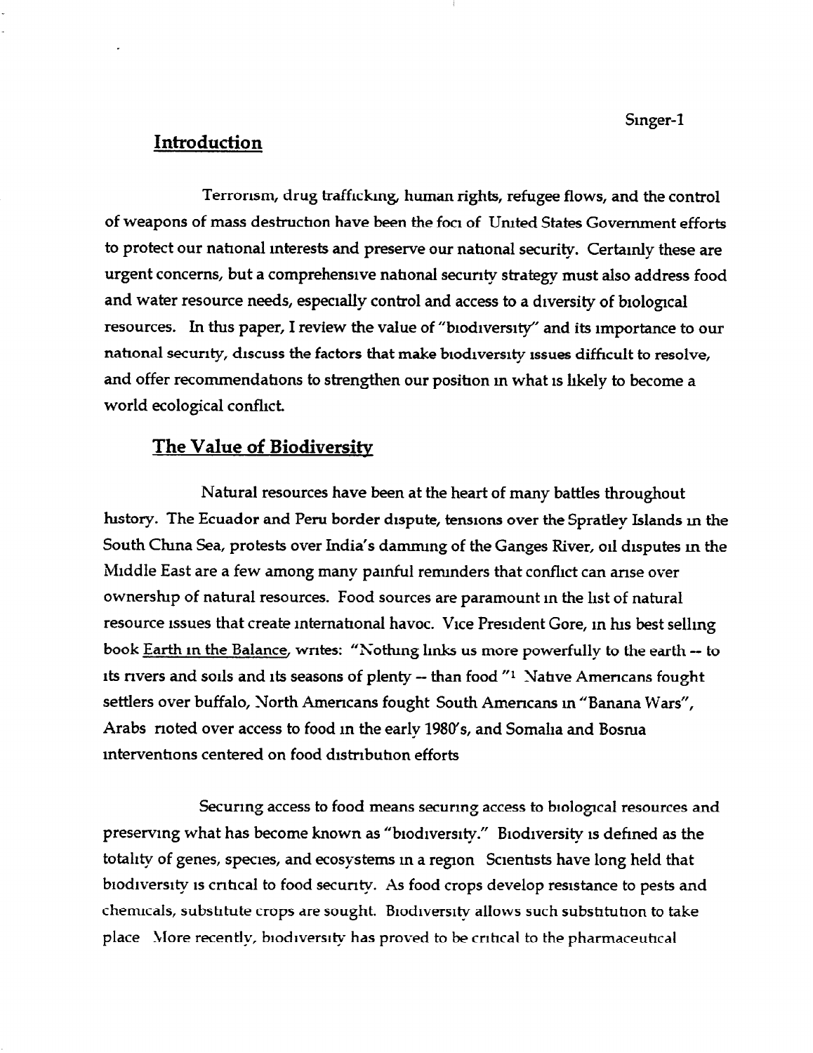## Introduction

Terrorism, drug trafficking, human rights, refugee flows, and the control of weapons of mass destruction have been the foci of United States Government efforts to protect our national interests and preserve our national security. Certainly these are urgent concerns, but a comprehensive national security strategy must also address food and water resource needs, especially control and access to a diversity of biological resources. In this paper, I review the value of "biodiversity" and its importance to our national security, discuss the factors that make biodiversity issues difficult to resolve, and offer recommendations to strengthen our position in what is likely to become a world ecological conflict.

## The Value of Biodiversity

Natural resources have been at the heart of many battles throughout history. The Ecuador and Peru border dispute, tensions over the Spratley Islands in the South China Sea, protests over India's damming of the Ganges River, oil disputes in the Middle East are a few among many painful reminders that conflict can arise over ownership of natural resources. Food sources are paramount in the list of natural resource issues that create international havoc. Vice President Gore, in his best selling book <u>Earth in the Balance</u>, writes: "Nothing links us more powerfully to the earth -- to its rivers and soils and its seasons of plenty -- than food."[1] Native Americans fought settlers over buffalo, North Americans fought South Americans in "Banana Wars", Arabs rioted over access to food in the early 1980's, and Somalia and Bosnia interventions centered on food distribution efforts

Securing access to food means securing access to biological resources and preserving what has become known as "biodiversity." Biodiversity is defined as the totality of genes, species, and ecosystems in a region Scientists have long held that biodiversity is critical to food security. As food crops develop resistance to pests and chemicals, substitute crops are sought. Biodiversity allows such substitution to take place More recently, biodiversity has proved to be critical to the pharmaceutical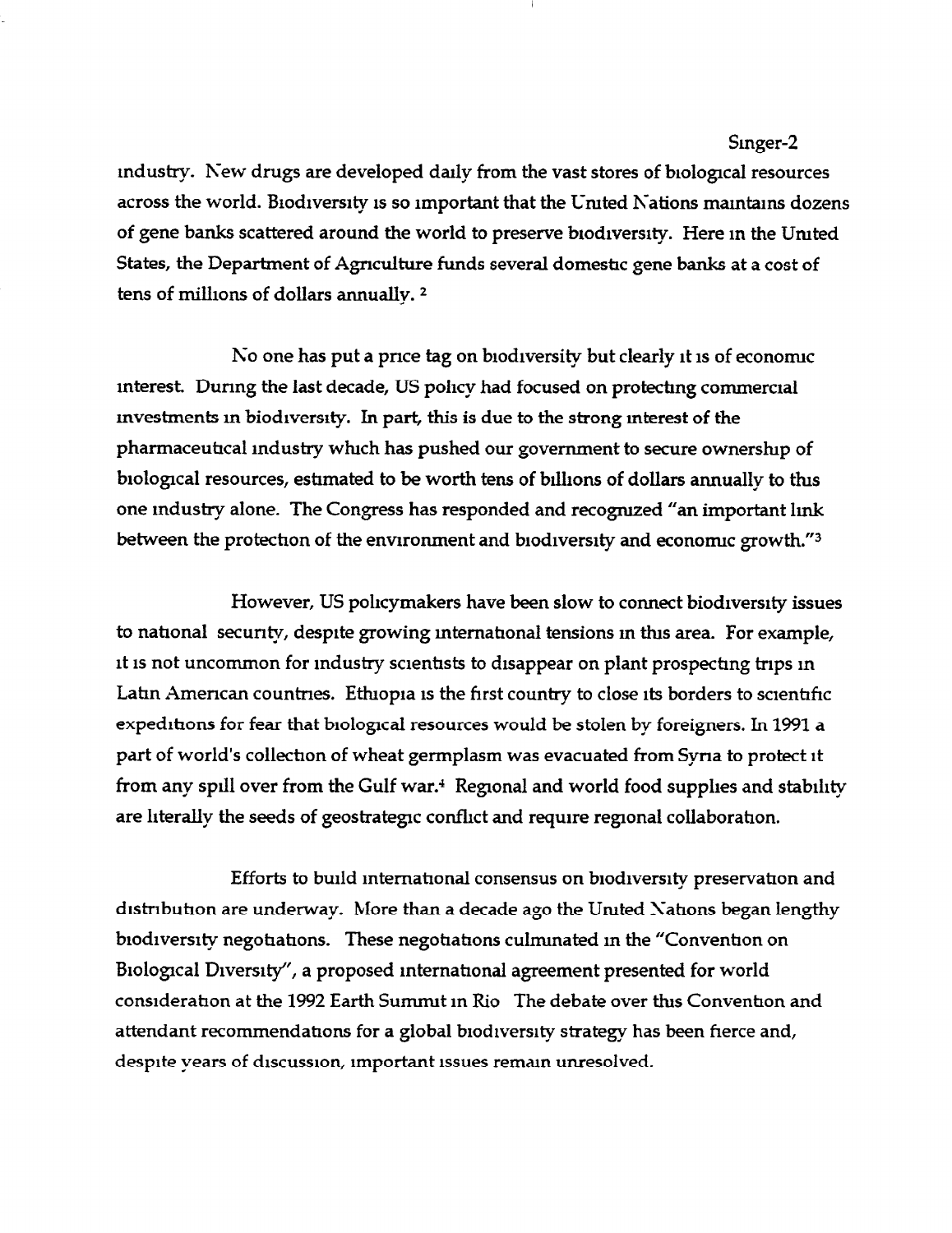industry. New drugs are developed daily from the vast stores of biological resources across the world. Biodiversity is so important that the United Nations maintains dozens of gene banks scattered around the world to preserve biodiversity. Here in the United States, the Department of Agriculture funds several domestic gene banks at a cost of tens of millions of dollars annually. [2]

No one has put a price tag on biodiversity but clearly it is of economic interest. During the last decade, US policy had focused on protecting commercial investments in biodiversity. In part, this is due to the strong interest of the pharmaceutical industry which has pushed our government to secure ownership of biological resources, estimated to be worth tens of billions of dollars annually to this one industry alone. The Congress has responded and recognized "an important link between the protection of the environment and biodiversity and economic growth."[3]

However, US policymakers have been slow to connect biodiversity issues to national security, despite growing international tensions in this area. For example, it is not uncommon for industry scientists to disappear on plant prospecting trips in Latin American countries. Ethiopia is the first country to close its borders to scientific expeditions for fear that biological resources would be stolen by foreigners. In 1991 a part of world's collection of wheat germplasm was evacuated from Syria to protect it from any spill over from the Gulf war.[4] Regional and world food supplies and stability are literally the seeds of geostrategic conflict and require regional collaboration.

Efforts to build international consensus on biodiversity preservation and distribution are underway. More than a decade ago the United Nations began lengthy biodiversity negotiations. These negotiations culminated in the "Convention on Biological Diversity", a proposed international agreement presented for world consideration at the 1992 Earth Summit in Rio The debate over this Convention and attendant recommendations for a global biodiversity strategy has been fierce and, despite years of discussion, important issues remain unresolved.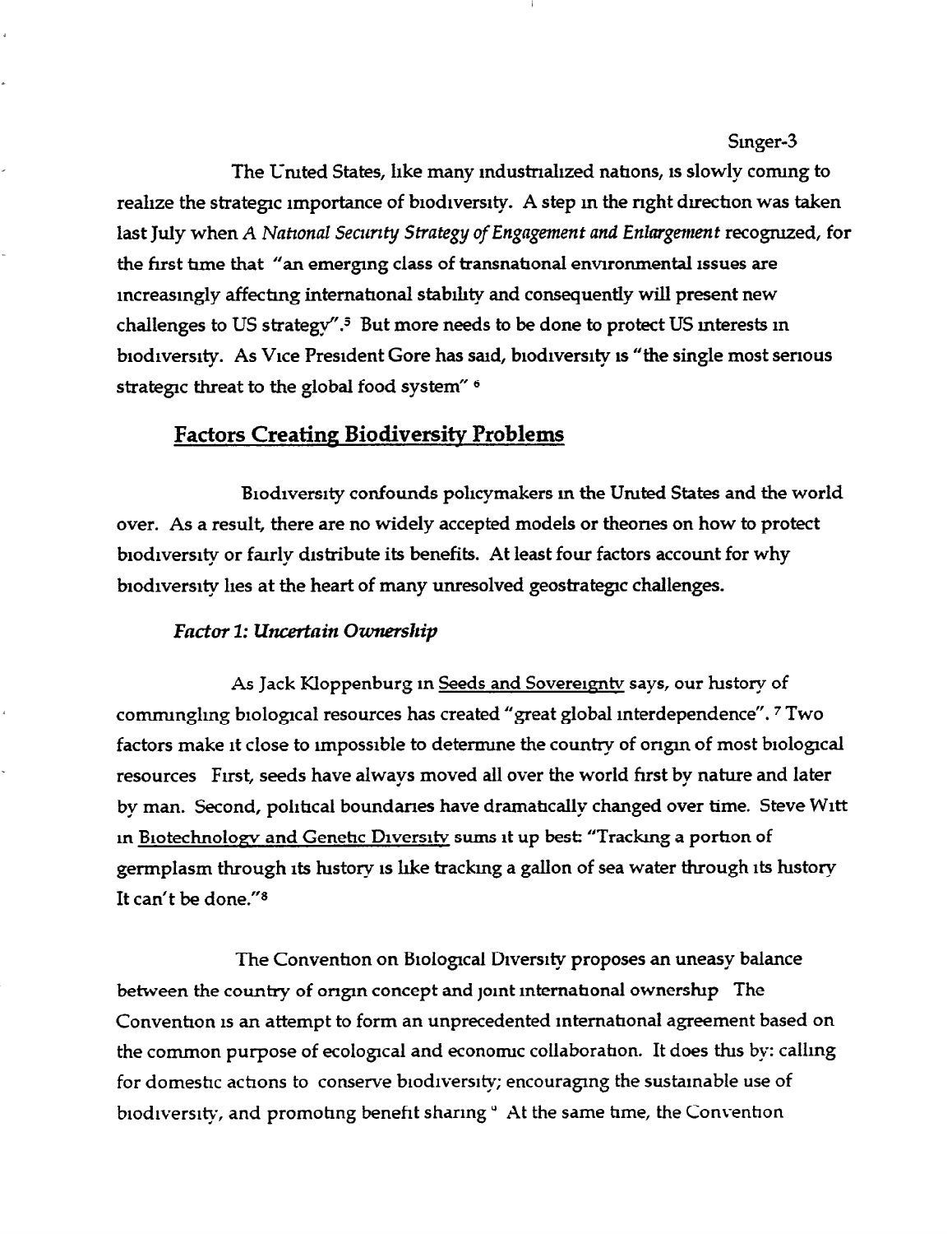The United States, like many industrialized nations, is slowly coming to realize the strategic importance of biodiversity. A step in the right direction was taken last July when *A National Security Strategy of Engagement and Enlargement* recognized, for the first time that "an emerging class of transnational environmental issues are increasingly affecting international stability and consequently will present new challenges to US strategy".[5] But more needs to be done to protect US interests in biodiversity. As Vice President Gore has said, biodiversity is "the single most serious strategic threat to the global food system"[6]

## Factors Creating Biodiversity Problems

Biodiversity confounds policymakers in the United States and the world over. As a result, there are no widely accepted models or theories on how to protect biodiversity or fairly distribute its benefits. At least four factors account for why biodiversity lies at the heart of many unresolved geostrategic challenges.

### *Factor 1: Uncertain Ownership*

As Jack Kloppenburg in Seeds and Sovereignty says, our history of commingling biological resources has created "great global interdependence".[7] Two factors make it close to impossible to determine the country of origin of most biological resources First, seeds have always moved all over the world first by nature and later by man. Second, political boundaries have dramatically changed over time. Steve Witt in Biotechnology and Genetic Diversity sums it up best: "Tracking a portion of germplasm through its history is like tracking a gallon of sea water through its history It can't be done."[8]

The Convention on Biological Diversity proposes an uneasy balance between the country of origin concept and joint international ownership The Convention is an attempt to form an unprecedented international agreement based on the common purpose of ecological and economic collaboration. It does this by: calling for domestic actions to conserve biodiversity; encouraging the sustainable use of biodiversity, and promoting benefit sharing[9] At the same time, the Convention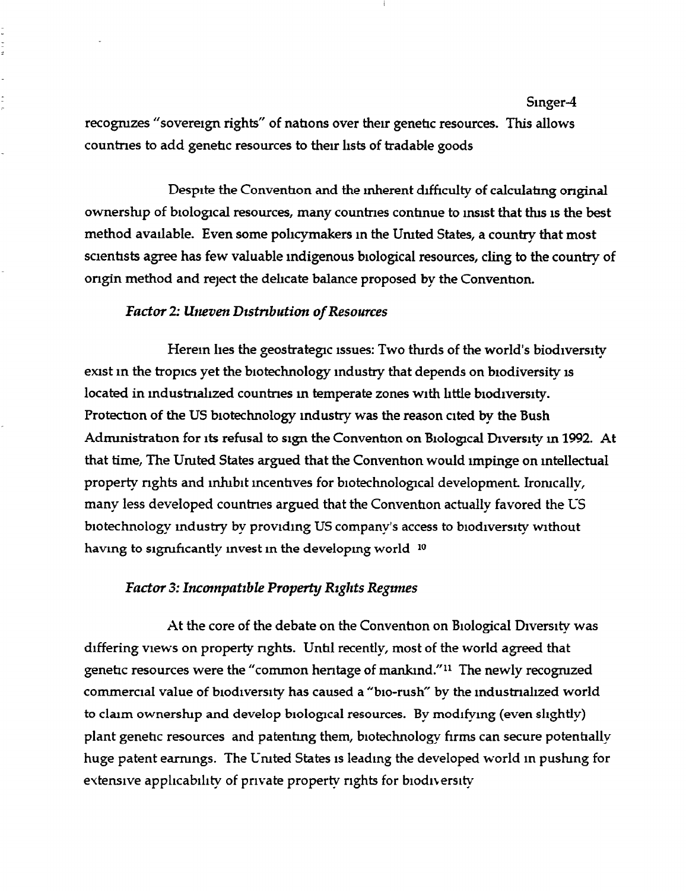recognizes "sovereign rights" of nations over their genetic resources. This allows countries to add genetic resources to their lists of tradable goods

Despite the Convention and the inherent difficulty of calculating original ownership of biological resources, many countries continue to insist that this is the best method available. Even some policymakers in the United States, a country that most scientists agree has few valuable indigenous biological resources, cling to the country of origin method and reject the delicate balance proposed by the Convention.

### *Factor 2: Uneven Distribution of Resources*

Herein lies the geostrategic issues: Two thirds of the world's biodiversity exist in the tropics yet the biotechnology industry that depends on biodiversity is located in industrialized countries in temperate zones with little biodiversity. Protection of the US biotechnology industry was the reason cited by the Bush Administration for its refusal to sign the Convention on Biological Diversity in 1992. At that time, The United States argued that the Convention would impinge on intellectual property rights and inhibit incentives for biotechnological development. Ironically, many less developed countries argued that the Convention actually favored the US biotechnology industry by providing US company's access to biodiversity without having to significantly invest in the developing world [10]

### *Factor 3: Incompatible Property Rights Regimes*

At the core of the debate on the Convention on Biological Diversity was differing views on property rights. Until recently, most of the world agreed that genetic resources were the "common heritage of mankind."[11] The newly recognized commercial value of biodiversity has caused a "bio-rush" by the industrialized world to claim ownership and develop biological resources. By modifying (even slightly) plant genetic resources and patenting them, biotechnology firms can secure potentially huge patent earnings. The United States is leading the developed world in pushing for extensive applicability of private property rights for biodiversity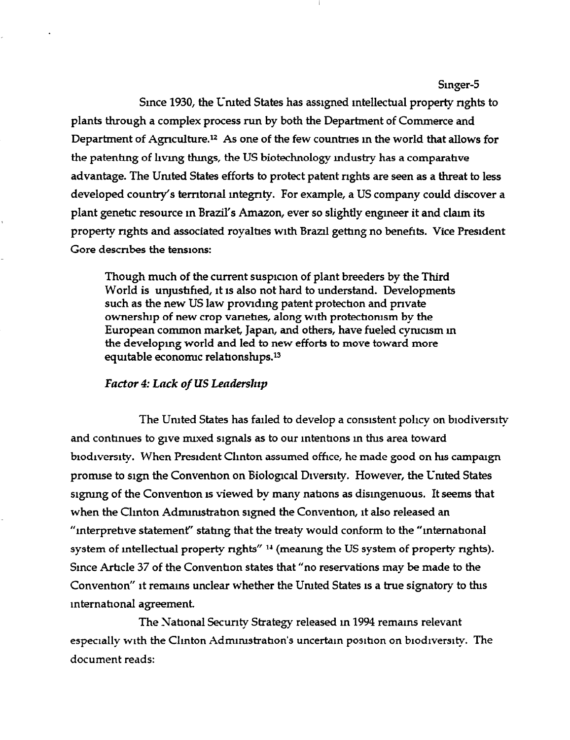Since 1930, the United States has assigned intellectual property rights to plants through a complex process run by both the Department of Commerce and Department of Agriculture.[12] As one of the few countries in the world that allows for the patenting of living things, the US biotechnology industry has a comparative advantage. The United States efforts to protect patent rights are seen as a threat to less developed country's territorial integrity. For example, a US company could discover a plant genetic resource in Brazil's Amazon, ever so slightly engineer it and claim its property rights and associated royalties with Brazil getting no benefits. Vice President Gore describes the tensions:

> Though much of the current suspicion of plant breeders by the Third World is unjustified, it is also not hard to understand. Developments such as the new US law providing patent protection and private ownership of new crop varieties, along with protectionism by the European common market, Japan, and others, have fueled cynicism in the developing world and led to new efforts to move toward more equitable economic relationships.[13]

*Factor 4: Lack of US Leadership*

The United States has failed to develop a consistent policy on biodiversity and continues to give mixed signals as to our intentions in this area toward biodiversity. When President Clinton assumed office, he made good on his campaign promise to sign the Convention on Biological Diversity. However, the United States signing of the Convention is viewed by many nations as disingenuous. It seems that when the Clinton Administration signed the Convention, it also released an "interpretive statement" stating that the treaty would conform to the "international system of intellectual property rights" [14] (meaning the US system of property rights). Since Article 37 of the Convention states that "no reservations may be made to the Convention" it remains unclear whether the United States is a true signatory to this international agreement.

The National Security Strategy released in 1994 remains relevant especially with the Clinton Administration's uncertain position on biodiversity. The document reads: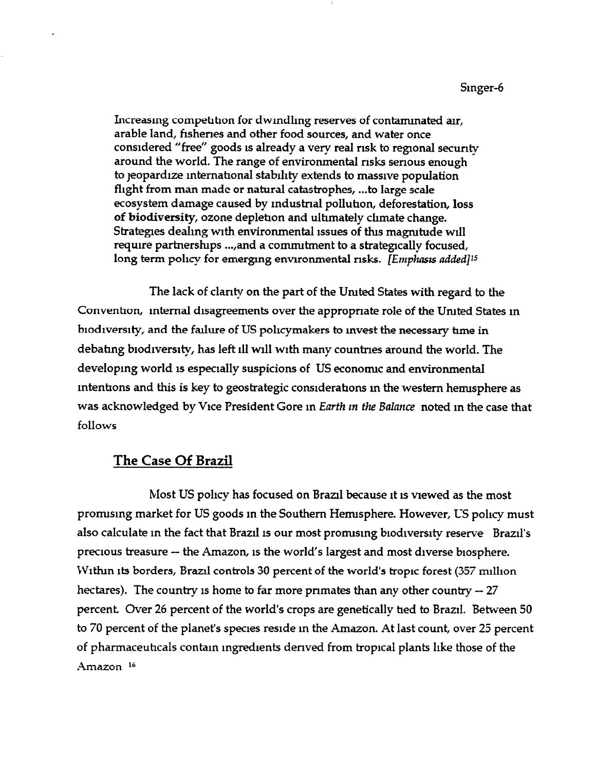> Increasing competition for dwindling reserves of contaminated air, arable land, fisheries and other food sources, and water once considered "free" goods is already a very real risk to regional security around the world. The range of environmental risks serious enough to jeopardize international stability extends to massive population flight from man made or natural catastrophes, ...to large scale ecosystem damage caused by industrial pollution, deforestation, **loss of biodiversity**, ozone depletion and ultimately climate change. Strategies dealing with environmental issues of this magnitude will require partnerships ...,and a commitment to a strategically focused, long term policy for emerging environmental risks. *[Emphasis added]*[15]

The lack of clarity on the part of the United States with regard to the Convention, internal disagreements over the appropriate role of the United States in biodiversity, and the failure of US policymakers to invest the necessary time in debating biodiversity, has left ill will with many countries around the world. The developing world is especially suspicions of US economic and environmental intentions and this is key to geostrategic considerations in the western hemisphere as was acknowledged by Vice President Gore in *Earth in the Balance* noted in the case that follows

## The Case Of Brazil

Most US policy has focused on Brazil because it is viewed as the most promising market for US goods in the Southern Hemisphere. However, US policy must also calculate in the fact that Brazil is our most promising biodiversity reserve Brazil's precious treasure -- the Amazon, is the world's largest and most diverse biosphere. Within its borders, Brazil controls 30 percent of the world's tropic forest (357 million hectares). The country is home to far more primates than any other country -- 27 percent. Over 26 percent of the world's crops are genetically tied to Brazil. Between 50 to 70 percent of the planet's species reside in the Amazon. At last count, over 25 percent of pharmaceuticals contain ingredients derived from tropical plants like those of the Amazon [16]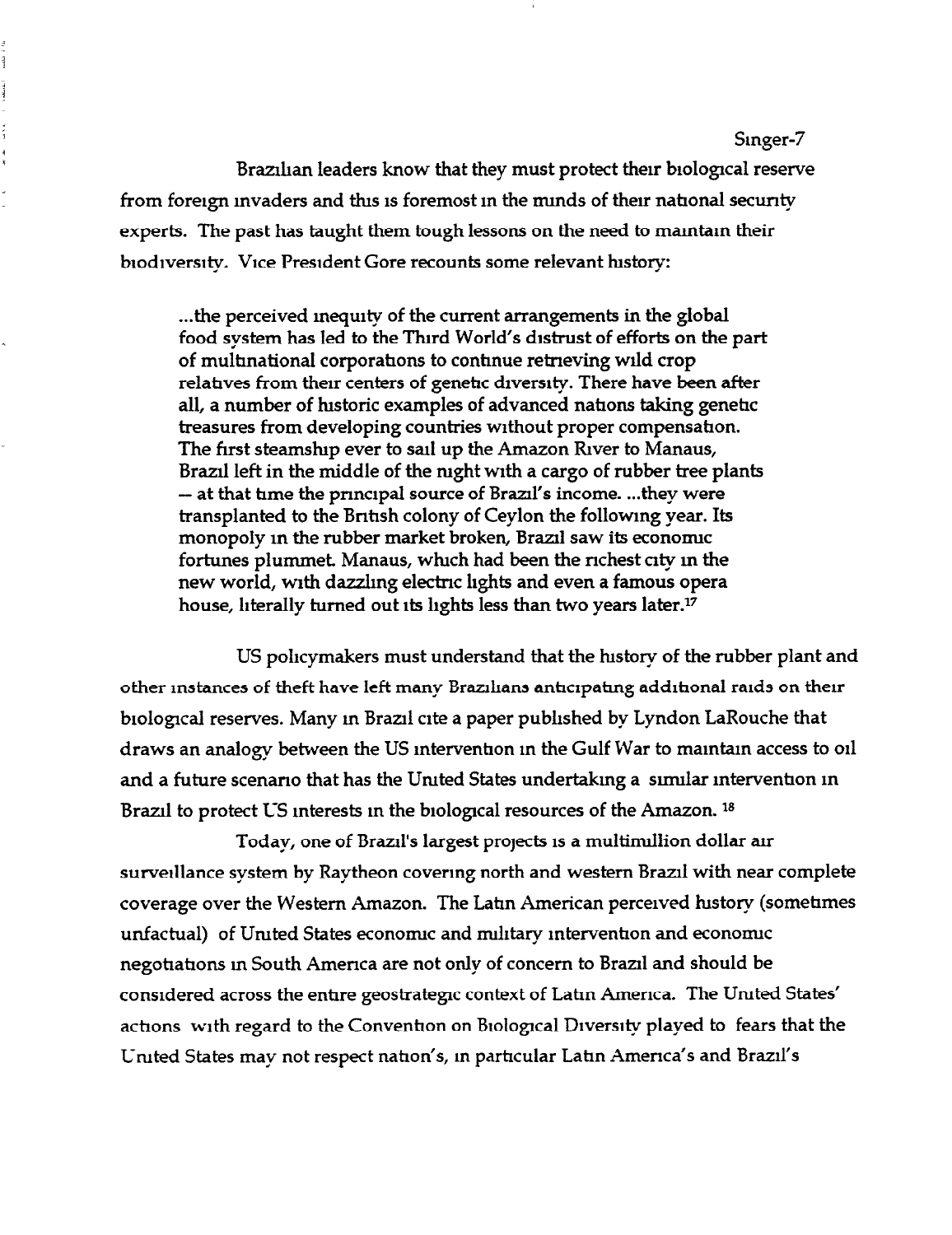Brazilian leaders know that they must protect their biological reserve from foreign invaders and this is foremost in the minds of their national security experts. The past has taught them tough lessons on the need to maintain their biodiversity. Vice President Gore recounts some relevant history:

> ...the perceived inequity of the current arrangements in the global food system has led to the Third World's distrust of efforts on the part of multinational corporations to continue retrieving wild crop relatives from their centers of genetic diversity. There have been after all, a number of historic examples of advanced nations taking genetic treasures from developing countries without proper compensation. The first steamship ever to sail up the Amazon River to Manaus, Brazil left in the middle of the night with a cargo of rubber tree plants — at that time the principal source of Brazil's income. ...they were transplanted to the British colony of Ceylon the following year. Its monopoly in the rubber market broken, Brazil saw its economic fortunes plummet. Manaus, which had been the richest city in the new world, with dazzling electric lights and even a famous opera house, literally turned out its lights less than two years later.[17]

US policymakers must understand that the history of the rubber plant and other instances of theft have left many Brazilians anticipating additional raids on their biological reserves. Many in Brazil cite a paper published by Lyndon LaRouche that draws an analogy between the US intervention in the Gulf War to maintain access to oil and a future scenario that has the United States undertaking a similar intervention in Brazil to protect US interests in the biological resources of the Amazon. [18]

Today, one of Brazil's largest projects is a multimillion dollar air surveillance system by Raytheon covering north and western Brazil with near complete coverage over the Western Amazon. The Latin American perceived history (sometimes unfactual) of United States economic and military intervention and economic negotiations in South America are not only of concern to Brazil and should be considered across the entire geostrategic context of Latin America. The United States' actions with regard to the Convention on Biological Diversity played to fears that the United States may not respect nation's, in particular Latin America's and Brazil's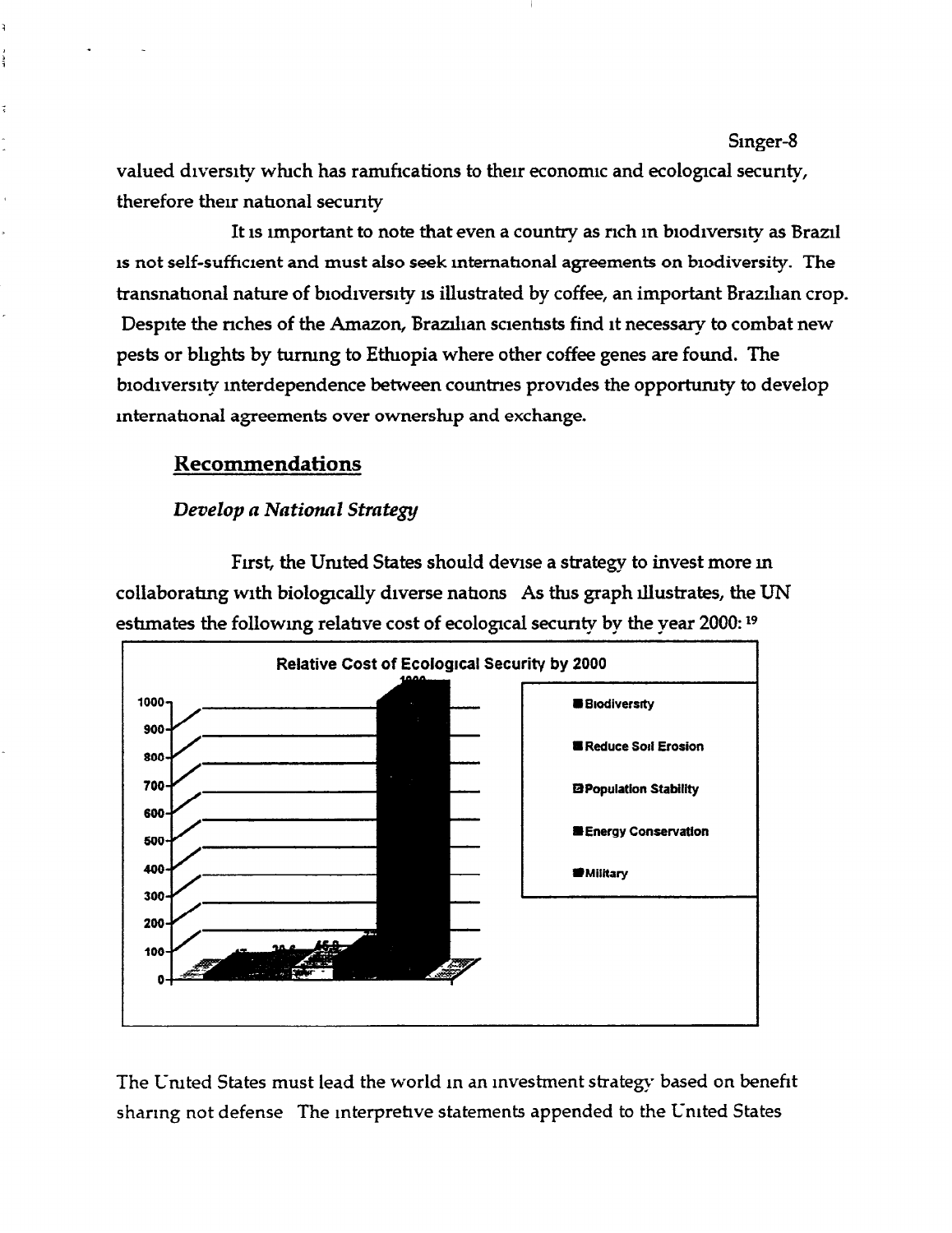valued diversity which has ramifications to their economic and ecological security, therefore their national security

It is important to note that even a country as rich in biodiversity as Brazil is not self-sufficient and must also seek international agreements on biodiversity. The transnational nature of biodiversity is illustrated by coffee, an important Brazilian crop. Despite the riches of the Amazon, Brazilian scientists find it necessary to combat new pests or blights by turning to Ethiopia where other coffee genes are found. The biodiversity interdependence between countries provides the opportunity to develop international agreements over ownership and exchange.

## Recommendations

### *Develop a National Strategy*

First, the United States should devise a strategy to invest more in collaborating with biologically diverse nations As this graph illustrates, the UN estimates the following relative cost of ecological security by the year 2000: [19]

**Relative Cost of Ecological Security by 2000**

- Biodiversity
- Reduce Soil Erosion
- Population Stability
- Energy Conservation
- Military

The United States must lead the world in an investment strategy based on benefit sharing not defense The interpretive statements appended to the United States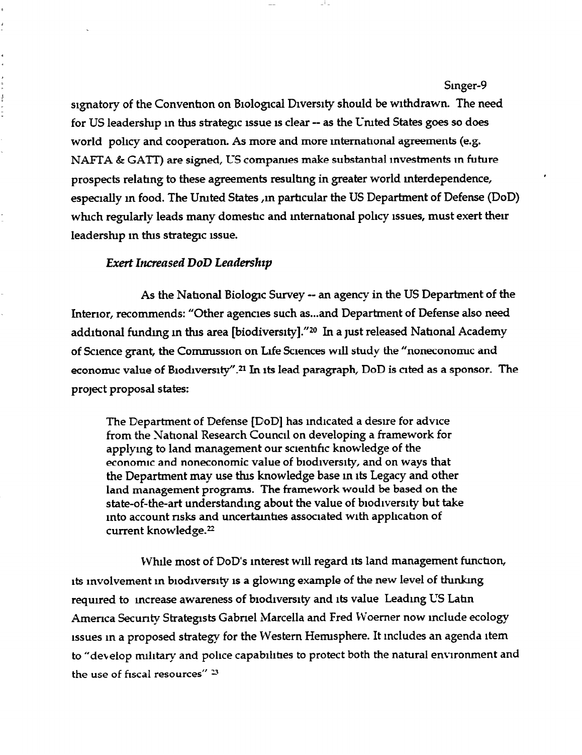signatory of the Convention on Biological Diversity should be withdrawn. The need for US leadership in this strategic issue is clear -- as the United States goes so does world policy and cooperation. As more and more international agreements (e.g. NAFTA & GATT) are signed, US companies make substantial investments in future prospects relating to these agreements resulting in greater world interdependence, especially in food. The United States ,in particular the US Department of Defense (DoD) which regularly leads many domestic and international policy issues, must exert their leadership in this strategic issue.

### *Exert Increased DoD Leadership*

As the National Biologic Survey -- an agency in the US Department of the Interior, recommends: "Other agencies such as...and Department of Defense also need additional funding in this area [biodiversity]."[20] In a just released National Academy of Science grant, the Commission on Life Sciences will study the "noneconomic and economic value of Biodiversity".[21] In its lead paragraph, DoD is cited as a sponsor. The project proposal states:

> The Department of Defense [DoD] has indicated a desire for advice from the National Research Council on developing a framework for applying to land management our scientific knowledge of the economic and noneconomic value of biodiversity, and on ways that the Department may use this knowledge base in its Legacy and other land management programs. The framework would be based on the state-of-the-art understanding about the value of biodiversity but take into account risks and uncertainties associated with application of current knowledge.[22]

While most of DoD's interest will regard its land management function, its involvement in biodiversity is a glowing example of the new level of thinking required to increase awareness of biodiversity and its value Leading US Latin America Security Strategists Gabriel Marcella and Fred Woerner now include ecology issues in a proposed strategy for the Western Hemisphere. It includes an agenda item to "develop military and police capabilities to protect both the natural environment and the use of fiscal resources" [23]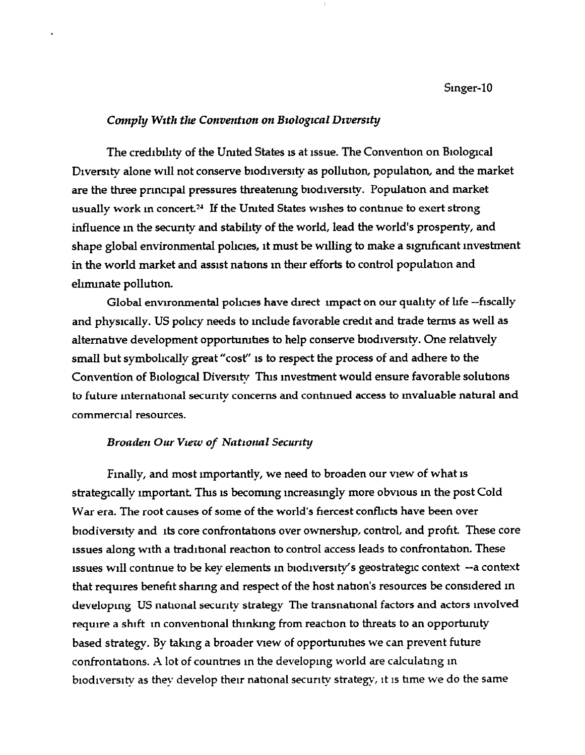*Comply With the Convention on Biological Diversity*

The credibility of the United States is at issue. The Convention on Biological Diversity alone will not conserve biodiversity as pollution, population, and the market are the three principal pressures threatening biodiversity. Population and market usually work in concert.[24] If the United States wishes to continue to exert strong influence in the security and stability of the world, lead the world's prosperity, and shape global environmental policies, it must be willing to make a significant investment in the world market and assist nations in their efforts to control population and eliminate pollution.

Global environmental policies have direct impact on our quality of life --fiscally and physically. US policy needs to include favorable credit and trade terms as well as alternative development opportunities to help conserve biodiversity. One relatively small but symbolically great "cost" is to respect the process of and adhere to the Convention of Biological Diversity This investment would ensure favorable solutions to future international security concerns and continued access to invaluable natural and commercial resources.

*Broaden Our View of National Security*

Finally, and most importantly, we need to broaden our view of what is strategically important. This is becoming increasingly more obvious in the post Cold War era. The root causes of some of the world's fiercest conflicts have been over biodiversity and its core confrontations over ownership, control, and profit. These core issues along with a traditional reaction to control access leads to confrontation. These issues will continue to be key elements in biodiversity's geostrategic context --a context that requires benefit sharing and respect of the host nation's resources be considered in developing US national security strategy The transnational factors and actors involved require a shift in conventional thinking from reaction to threats to an opportunity based strategy. By taking a broader view of opportunities we can prevent future confrontations. A lot of countries in the developing world are calculating in biodiversity as they develop their national security strategy, it is time we do the same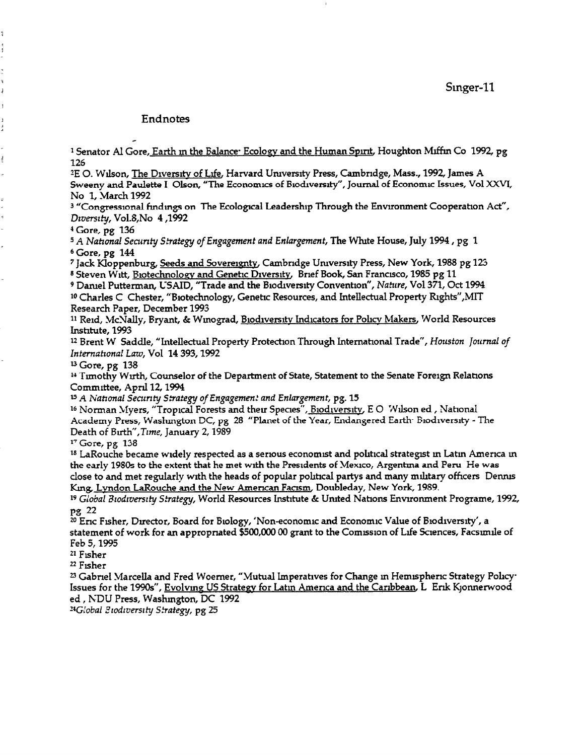## Endnotes

[1] Senator Al Gore, Earth in the Balance: Ecology and the Human Spirit, Houghton Miffin Co 1992, pg 126

[2] E O. Wilson, The Diversity of Life, Harvard University Press, Cambridge, Mass., 1992, James A Sweeny and Paulette I Olson, "The Economics of Biodiversity", Journal of Economic Issues, Vol XXVI, No 1, March 1992

[3] "Congressional findings on The Ecological Leadership Through the Environment Cooperation Act", *Diversity*, Vol.8, No 4, 1992

[4] Gore, pg 136

[5] *A National Security Strategy of Engagement and Enlargement*, The White House, July 1994, pg 1

[6] Gore, pg 144

[7] Jack Kloppenburg, Seeds and Sovereignty, Cambridge University Press, New York, 1988 pg 123

[8] Steven Witt, Biotechnology and Genetic Diversity, Brief Book, San Francisco, 1985 pg 11

[9] Daniel Putterman, USAID, "Trade and the Biodiversity Convention", *Nature*, Vol 371, Oct 1994

[10] Charles C Chester, "Biotechnology, Genetic Resources, and Intellectual Property Rights", MIT Research Paper, December 1993

[11] Reid, McNally, Bryant, & Winograd, Biodiversity Indicators for Policy Makers, World Resources Institute, 1993

[12] Brent W Saddle, "Intellectual Property Protection Through International Trade", *Houston Journal of International Law*, Vol 14 393, 1992

[13] Gore, pg 138

[14] Timothy Wirth, Counselor of the Department of State, Statement to the Senate Foreign Relations Committee, April 12, 1994

[15] *A National Security Strategy of Engagement and Enlargement*, pg. 15

[16] Norman Myers, "Tropical Forests and their Species", Biodiversity, E O Wilson ed, National Academy Press, Washington DC, pg 28 "Planet of the Year, Endangered Earth: Biodiversity - The Death of Birth", *Time*, January 2, 1989

[17] Gore, pg 138

[18] LaRouche became widely respected as a serious economist and political strategist in Latin America in the early 1980s to the extent that he met with the Presidents of Mexico, Argentina and Peru He was close to and met regularly with the heads of popular political partys and many military officers Dennis King, Lyndon LaRouche and the New American Facism, Doubleday, New York, 1989.

[19] *Global Biodiversity Strategy*, World Resources Institute & United Nations Environment Programe, 1992, pg 22

[20] Eric Fisher, Director, Board for Biology, 'Non-economic and Economic Value of Biodiversity', a statement of work for an appropriated $500,000 00 grant to the Comission of Life Sciences, Facsimile of Feb 5, 1995

[21] Fisher

[22] Fisher

[23] Gabriel Marcella and Fred Woerner, "Mutual Imperatives for Change in Hemispheric Strategy Policy: Issues for the 1990s", Evolving US Strategy for Latin America and the Caribbean, L Erik Kjonnerwood ed, NDU Press, Washington, DC 1992

[24] *Global Biodiversity Strategy*, pg 25